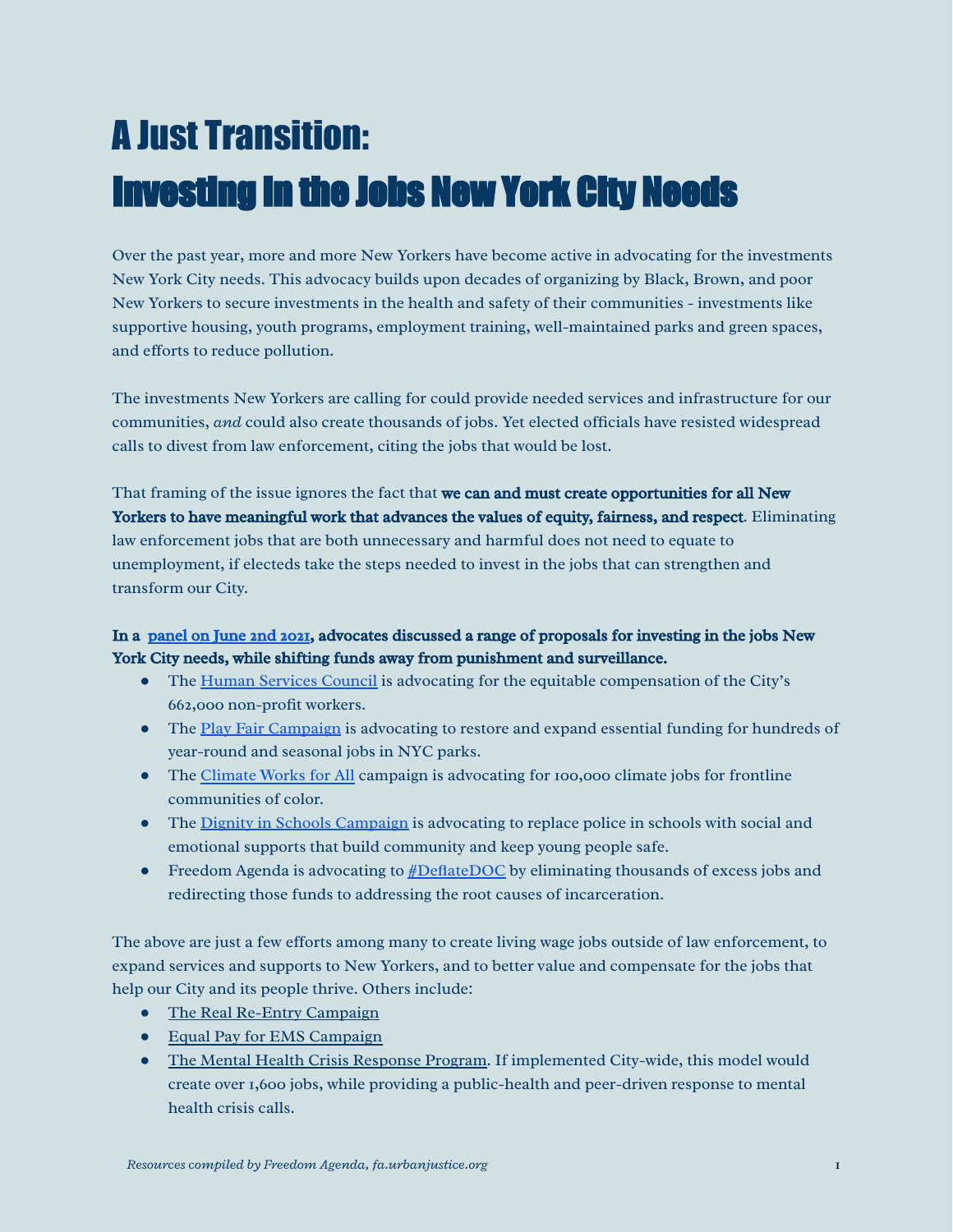# A Just Transition:
# Investing in the Jobs New York City Needs

Over the past year, more and more New Yorkers have become active in advocating for the investments New York City needs. This advocacy builds upon decades of organizing by Black, Brown, and poor New Yorkers to secure investments in the health and safety of their communities - investments like supportive housing, youth programs, employment training, well-maintained parks and green spaces, and efforts to reduce pollution.

The investments New Yorkers are calling for could provide needed services and infrastructure for our communities, *and* could also create thousands of jobs. Yet elected officials have resisted widespread calls to divest from law enforcement, citing the jobs that would be lost.

That framing of the issue ignores the fact that **we can and must create opportunities for all New Yorkers to have meaningful work that advances the values of equity, fairness, and respect**. Eliminating law enforcement jobs that are both unnecessary and harmful does not need to equate to unemployment, if electeds take the steps needed to invest in the jobs that can strengthen and transform our City.

**In a panel on June 2nd 2021, advocates discussed a range of proposals for investing in the jobs New York City needs, while shifting funds away from punishment and surveillance.**

- The Human Services Council is advocating for the equitable compensation of the City's 662,000 non-profit workers.
- The Play Fair Campaign is advocating to restore and expand essential funding for hundreds of year-round and seasonal jobs in NYC parks.
- The Climate Works for All campaign is advocating for 100,000 climate jobs for frontline communities of color.
- The Dignity in Schools Campaign is advocating to replace police in schools with social and emotional supports that build community and keep young people safe.
- Freedom Agenda is advocating to #DeflateDOC by eliminating thousands of excess jobs and redirecting those funds to addressing the root causes of incarceration.

The above are just a few efforts among many to create living wage jobs outside of law enforcement, to expand services and supports to New Yorkers, and to better value and compensate for the jobs that help our City and its people thrive. Others include:

- The Real Re-Entry Campaign
- Equal Pay for EMS Campaign
- The Mental Health Crisis Response Program. If implemented City-wide, this model would create over 1,600 jobs, while providing a public-health and peer-driven response to mental health crisis calls.

*Resources compiled by Freedom Agenda, fa.urbanjustice.org*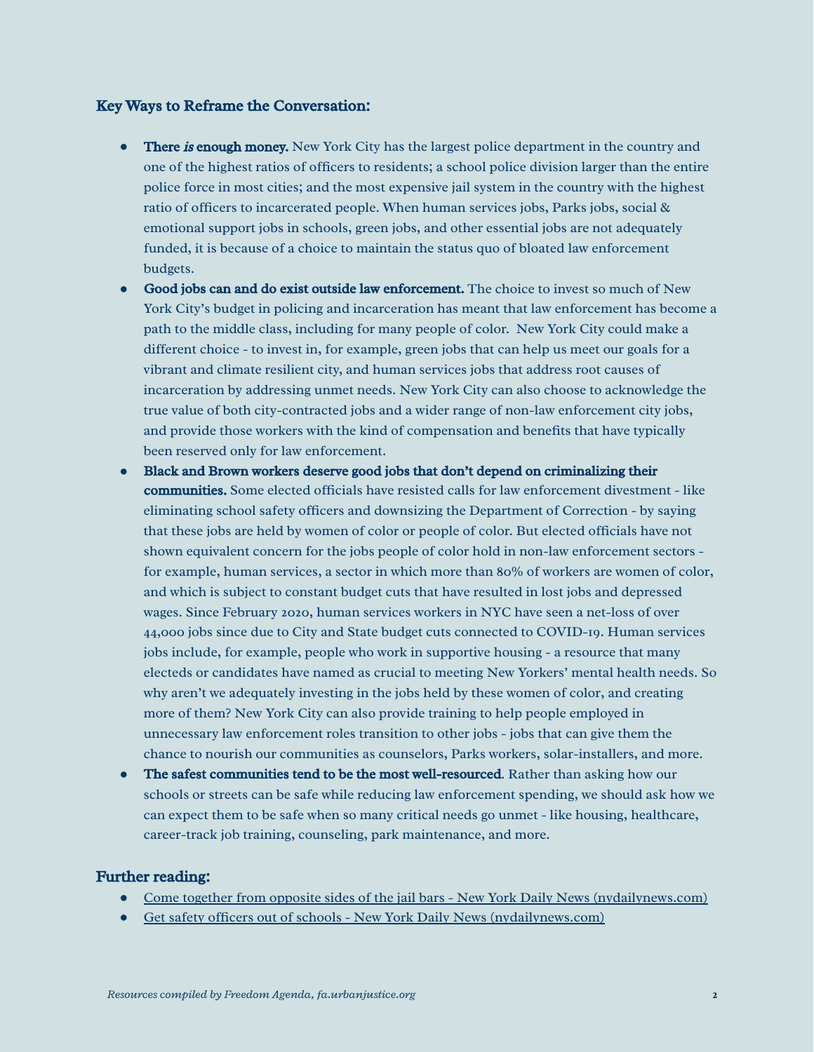## Key Ways to Reframe the Conversation:

- **There *is* enough money.** New York City has the largest police department in the country and one of the highest ratios of officers to residents; a school police division larger than the entire police force in most cities; and the most expensive jail system in the country with the highest ratio of officers to incarcerated people. When human services jobs, Parks jobs, social & emotional support jobs in schools, green jobs, and other essential jobs are not adequately funded, it is because of a choice to maintain the status quo of bloated law enforcement budgets.
- **Good jobs can and do exist outside law enforcement.** The choice to invest so much of New York City's budget in policing and incarceration has meant that law enforcement has become a path to the middle class, including for many people of color. New York City could make a different choice - to invest in, for example, green jobs that can help us meet our goals for a vibrant and climate resilient city, and human services jobs that address root causes of incarceration by addressing unmet needs. New York City can also choose to acknowledge the true value of both city-contracted jobs and a wider range of non-law enforcement city jobs, and provide those workers with the kind of compensation and benefits that have typically been reserved only for law enforcement.
- **Black and Brown workers deserve good jobs that don't depend on criminalizing their communities.** Some elected officials have resisted calls for law enforcement divestment - like eliminating school safety officers and downsizing the Department of Correction - by saying that these jobs are held by women of color or people of color. But elected officials have not shown equivalent concern for the jobs people of color hold in non-law enforcement sectors - for example, human services, a sector in which more than 80% of workers are women of color, and which is subject to constant budget cuts that have resulted in lost jobs and depressed wages. Since February 2020, human services workers in NYC have seen a net-loss of over 44,000 jobs since due to City and State budget cuts connected to COVID-19. Human services jobs include, for example, people who work in supportive housing - a resource that many electeds or candidates have named as crucial to meeting New Yorkers' mental health needs. So why aren't we adequately investing in the jobs held by these women of color, and creating more of them? New York City can also provide training to help people employed in unnecessary law enforcement roles transition to other jobs - jobs that can give them the chance to nourish our communities as counselors, Parks workers, solar-installers, and more.
- **The safest communities tend to be the most well-resourced**. Rather than asking how our schools or streets can be safe while reducing law enforcement spending, we should ask how we can expect them to be safe when so many critical needs go unmet - like housing, healthcare, career-track job training, counseling, park maintenance, and more.

## Further reading:

- Come together from opposite sides of the jail bars - New York Daily News (nydailynews.com)
- Get safety officers out of schools - New York Daily News (nydailynews.com)

*Resources compiled by Freedom Agenda, fa.urbanjustice.org*